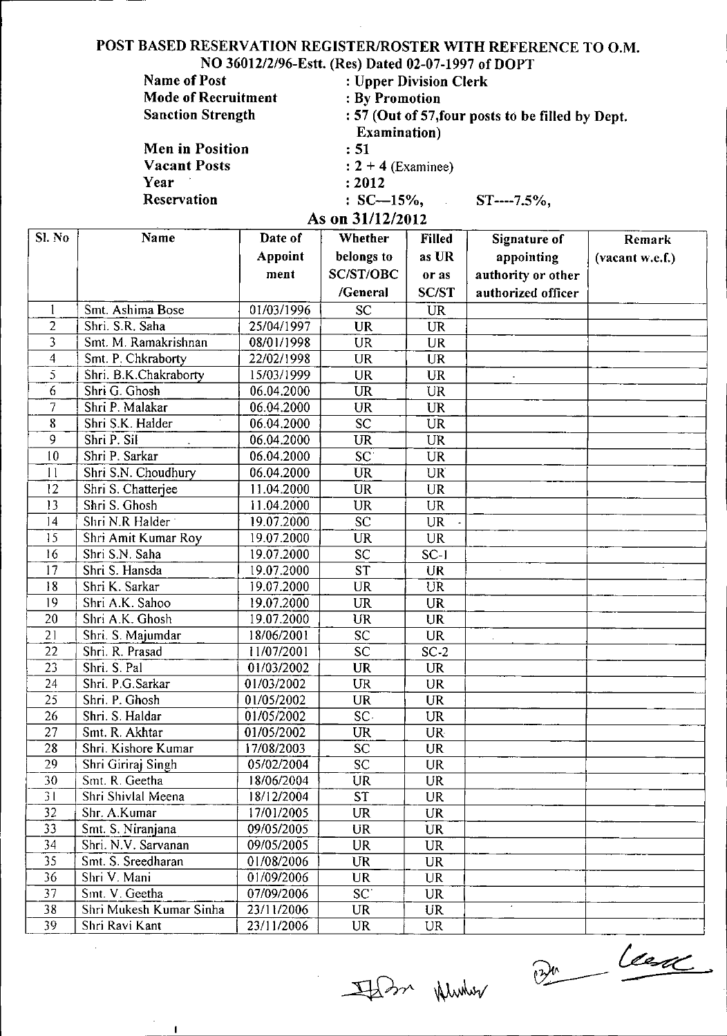# POST BASED RESERVATION REGISTER/ROSTER WITH REFERENCE TO O.M. NO 36012/2/96-Estt. (Res) Dated 02-07-1997 of DOPT

**Name of Post** : Upper Division Clerk
**Mode of Recruitment** : By Promotion
**Sanction Strength** : 57 (Out of 57,four posts to be filled by Dept. Examination)
**Men in Position** : 51
**Vacant Posts** : 2 + 4 (Examinee)
**Year** : 2012
**Reservation** : SC—15%, ST----7.5%,

**As on 31/12/2012**

| Sl. No | Name | Date of Appointment | Whether belongs to SC/ST/OBC /General | Filled as UR or as SC/ST | Signature of appointing authority or other authorized officer | Remark (vacant w.e.f.) |
|---|---|---|---|---|---|---|
| 1 | Smt. Ashima Bose | 01/03/1996 | SC | UR | | |
| 2 | Shri. S.R. Saha | 25/04/1997 | UR | UR | | |
| 3 | Smt. M. Ramakrishnan | 08/01/1998 | UR | UR | | |
| 4 | Smt. P. Chkraborty | 22/02/1998 | UR | UR | | |
| 5 | Shri. B.K.Chakraborty | 15/03/1999 | UR | UR | | |
| 6 | Shri G. Ghosh | 06.04.2000 | UR | UR | | |
| 7 | Shri P. Malakar | 06.04.2000 | UR | UR | | |
| 8 | Shri S.K. Halder | 06.04.2000 | SC | UR | | |
| 9 | Shri P. Sil | 06.04.2000 | UR | UR | | |
| 10 | Shri P. Sarkar | 06.04.2000 | SC | UR | | |
| 11 | Shri S.N. Choudhury | 06.04.2000 | UR | UR | | |
| 12 | Shri S. Chatterjee | 11.04.2000 | UR | UR | | |
| 13 | Shri S. Ghosh | 11.04.2000 | UR | UR | | |
| 14 | Shri N.R Halder | 19.07.2000 | SC | UR | | |
| 15 | Shri Amit Kumar Roy | 19.07.2000 | UR | UR | | |
| 16 | Shri S.N. Saha | 19.07.2000 | SC | SC-1 | | |
| 17 | Shri S. Hansda | 19.07.2000 | ST | UR | | |
| 18 | Shri K. Sarkar | 19.07.2000 | UR | UR | | |
| 19 | Shri A.K. Sahoo | 19.07.2000 | UR | UR | | |
| 20 | Shri A.K. Ghosh | 19.07.2000 | UR | UR | | |
| 21 | Shri. S. Majumdar | 18/06/2001 | SC | UR | | |
| 22 | Shri. R. Prasad | 11/07/2001 | SC | SC-2 | | |
| 23 | Shri. S. Pal | 01/03/2002 | UR | UR | | |
| 24 | Shri. P.G.Sarkar | 01/03/2002 | UR | UR | | |
| 25 | Shri. P. Ghosh | 01/05/2002 | UR | UR | | |
| 26 | Shri. S. Haldar | 01/05/2002 | SC | UR | | |
| 27 | Smt. R. Akhtar | 01/05/2002 | UR | UR | | |
| 28 | Shri. Kishore Kumar | 17/08/2003 | SC | UR | | |
| 29 | Shri Giriraj Singh | 05/02/2004 | SC | UR | | |
| 30 | Smt. R. Geetha | 18/06/2004 | UR | UR | | |
| 31 | Shri Shivlal Meena | 18/12/2004 | ST | UR | | |
| 32 | Shr. A.Kumar | 17/01/2005 | UR | UR | | |
| 33 | Smt. S. Niranjana | 09/05/2005 | UR | UR | | |
| 34 | Shri. N.V. Sarvanan | 09/05/2005 | UR | UR | | |
| 35 | Smt. S. Sreedharan | 01/08/2006 | UR | UR | | |
| 36 | Shri V. Mani | 01/09/2006 | UR | UR | | |
| 37 | Smt. V. Geetha | 07/09/2006 | SC | UR | | |
| 38 | Shri Mukesh Kumar Sinha | 23/11/2006 | UR | UR | | |
| 39 | Shri Ravi Kant | 23/11/2006 | UR | UR | | |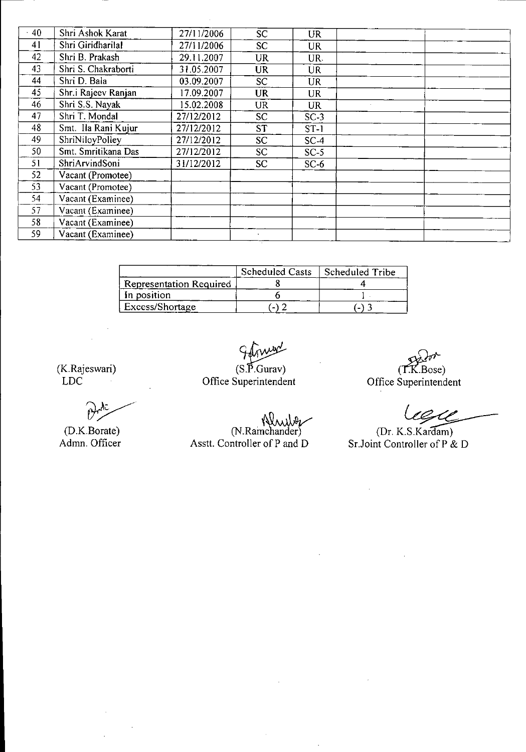| 40 | Shri Ashok Karat | 27/11/2006 | SC | UR | | |
|---|---|---|---|---|---|---|
| 41 | Shri Giridharilal | 27/11/2006 | SC | UR | | |
| 42 | Shri B. Prakash | 29.11.2007 | UR | UR. | | |
| 43 | Shri S. Chakraborti | 31.05.2007 | UR | UR | | |
| 44 | Shri D. Bala | 03.09.2007 | SC | UR | | |
| 45 | Shr.i Rajeev Ranjan | 17.09.2007 | UR | UR | | |
| 46 | Shri S.S. Nayak | 15.02.2008 | UR | UR | | |
| 47 | Shri T. Mondal | 27/12/2012 | SC | SC-3 | | |
| 48 | Smt. Ila Rani Kujur | 27/12/2012 | ST | ST-1 | | |
| 49 | ShriNiloyPolley | 27/12/2012 | SC | SC-4 | | |
| 50 | Smt. Smritikana Das | 27/12/2012 | SC | SC-5 | | |
| 51 | ShriArvindSoni | 31/12/2012 | SC | SC-6 | | |
| 52 | Vacant (Promotee) | | | | | |
| 53 | Vacant (Promotee) | | | | | |
| 54 | Vacant (Examinee) | | | | | |
| 57 | Vacant (Examinee) | | | | | |
| 58 | Vacant (Examinee) | | | | | |
| 59 | Vacant (Examinee) | | | | | |

| | Scheduled Casts | Scheduled Tribe |
|---|---|---|
| Representation Required | 8 | 4 |
| In position | 6 | 1 |
| Excess/Shortage | (-) 2 | (-) 3 |

(K.Rajeswari)
LDC

(S.P.Gurav)
Office Superintendent

(T.K.Bose)
Office Superintendent

(D.K.Borate)
Admn. Officer

(N.Ramchander)
Asstt. Controller of P and D

(Dr. K.S.Kardam)
Sr.Joint Controller of P & D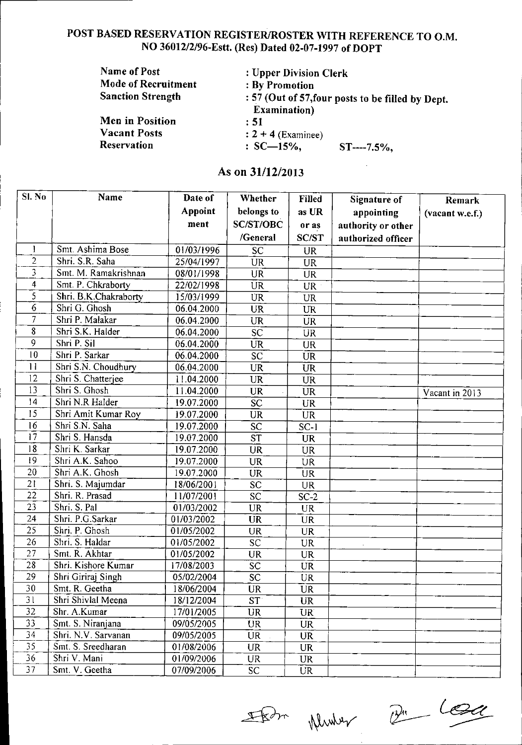# POST BASED RESERVATION REGISTER/ROSTER WITH REFERENCE TO O.M. NO 36012/2/96-Estt. (Res) Dated 02-07-1997 of DOPT

**Name of Post** : Upper Division Clerk
**Mode of Recruitment** : By Promotion
**Sanction Strength** : 57 (Out of 57,four posts to be filled by Dept. Examination)
**Men in Position** : 51
**Vacant Posts** : 2 + 4 (Examinee)
**Reservation** : SC—15%, ST----7.5%,

## As on 31/12/2013

| Sl. No | Name | Date of Appoint ment | Whether belongs to SC/ST/OBC /General | Filled as UR or as SC/ST | Signature of appointing authority or other authorized officer | Remark (vacant w.e.f.) |
|---|---|---|---|---|---|---|
| 1 | Smt. Ashima Bose | 01/03/1996 | SC | UR | | |
| 2 | Shri. S.R. Saha | 25/04/1997 | UR | UR | | |
| 3 | Smt. M. Ramakrishnan | 08/01/1998 | UR | UR | | |
| 4 | Smt. P. Chkraborty | 22/02/1998 | UR | UR | | |
| 5 | Shri. B.K.Chakraborty | 15/03/1999 | UR | UR | | |
| 6 | Shri G. Ghosh | 06.04.2000 | UR | UR | | |
| 7 | Shri P. Malakar | 06.04.2000 | UR | UR | | |
| 8 | Shri S.K. Halder | 06.04.2000 | SC | UR | | |
| 9 | Shri P. Sil | 06.04.2000 | UR | UR | | |
| 10 | Shri P. Sarkar | 06.04.2000 | SC | UR | | |
| 11 | Shri S.N. Choudhury | 06.04.2000 | UR | UR | | |
| 12 | Shri S. Chatterjee | 11.04.2000 | UR | UR | | |
| 13 | Shri S. Ghosh | 11.04.2000 | UR | UR | | Vacant in 2013 |
| 14 | Shri N.R Halder | 19.07.2000 | SC | UR | | |
| 15 | Shri Amit Kumar Roy | 19.07.2000 | UR | UR | | |
| 16 | Shri S.N. Saha | 19.07.2000 | SC | SC-1 | | |
| 17 | Shri S. Hansda | 19.07.2000 | ST | UR | | |
| 18 | Shri K. Sarkar | 19.07.2000 | UR | UR | | |
| 19 | Shri A.K. Sahoo | 19.07.2000 | UR | UR | | |
| 20 | Shri A.K. Ghosh | 19.07.2000 | UR | UR | | |
| 21 | Shri. S. Majumdar | 18/06/2001 | SC | UR | | |
| 22 | Shri. R. Prasad | 11/07/2001 | SC | SC-2 | | |
| 23 | Shri. S. Pal | 01/03/2002 | UR | UR | | |
| 24 | Shri. P.G.Sarkar | 01/03/2002 | UR | UR | | |
| 25 | Shri. P. Ghosh | 01/05/2002 | UR | UR | | |
| 26 | Shri. S. Haldar | 01/05/2002 | SC | UR | | |
| 27 | Smt. R. Akhtar | 01/05/2002 | UR | UR | | |
| 28 | Shri. Kishore Kumar | 17/08/2003 | SC | UR | | |
| 29 | Shri Giriraj Singh | 05/02/2004 | SC | UR | | |
| 30 | Smt. R. Geetha | 18/06/2004 | UR | UR | | |
| 31 | Shri Shivlal Meena | 18/12/2004 | ST | UR | | |
| 32 | Shr. A.Kumar | 17/01/2005 | UR | UR | | |
| 33 | Smt. S. Niranjana | 09/05/2005 | UR | UR | | |
| 34 | Shri. N.V. Sarvanan | 09/05/2005 | UR | UR | | |
| 35 | Smt. S. Sreedharan | 01/08/2006 | UR | UR | | |
| 36 | Shri V. Mani | 01/09/2006 | UR | UR | | |
| 37 | Smt. V. Geetha | 07/09/2006 | SC | UR | | |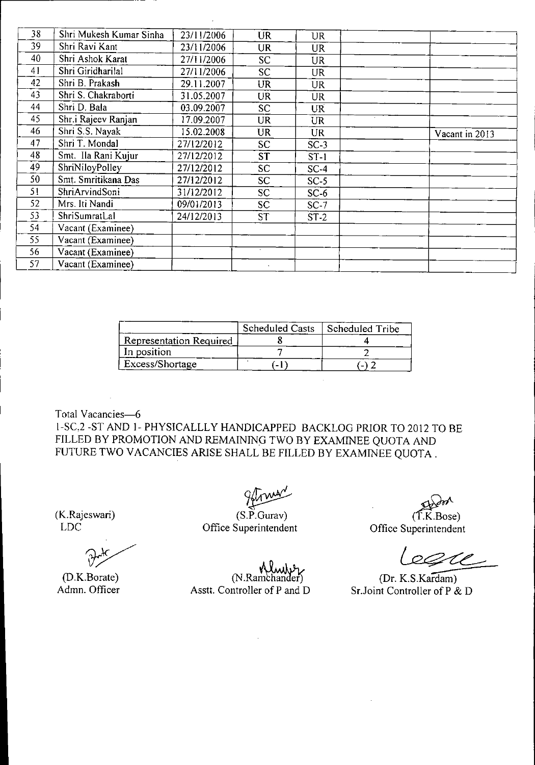| | | | | | | |
|---|---|---|---|---|---|---|
| 38 | Shri Mukesh Kumar Sinha | 23/11/2006 | UR | UR | | |
| 39 | Shri Ravi Kant | 23/11/2006 | UR | UR | | |
| 40 | Shri Ashok Karat | 27/11/2006 | SC | UR | | |
| 41 | Shri Giridharilal | 27/11/2006 | SC | UR | | |
| 42 | Shri B. Prakash | 29.11.2007 | UR | UR | | |
| 43 | Shri S. Chakraborti | 31.05.2007 | UR | UR | | |
| 44 | Shri D. Bala | 03.09.2007 | SC | UR | | |
| 45 | Shr.i Rajeev Ranjan | 17.09.2007 | UR | UR | | |
| 46 | Shri S.S. Nayak | 15.02.2008 | UR | UR | | Vacant in 2013 |
| 47 | Shri T. Mondal | 27/12/2012 | SC | SC-3 | | |
| 48 | Smt. Ila Rani Kujur | 27/12/2012 | ST | ST-1 | | |
| 49 | ShriNiloyPolley | 27/12/2012 | SC | SC-4 | | |
| 50 | Smt. Smritikana Das | 27/12/2012 | SC | SC-5 | | |
| 51 | ShriArvindSoni | 31/12/2012 | SC | SC-6 | | |
| 52 | Mrs. Iti Nandi | 09/01/2013 | SC | SC-7 | | |
| 53 | ShriSumratLal | 24/12/2013 | ST | ST-2 | | |
| 54 | Vacant (Examinee) | | | | | |
| 55 | Vacant (Examinee) | | | | | |
| 56 | Vacant (Examinee) | | | | | |
| 57 | Vacant (Examinee) | | | | | |

| | Scheduled Casts | Scheduled Tribe |
|---|---|---|
| Representation Required | 8 | 4 |
| In position | 7 | 2 |
| Excess/Shortage | (-1) | (-) 2 |

Total Vacancies—6

1-SC,2 -ST AND 1- PHYSICALLLY HANDICAPPED BACKLOG PRIOR TO 2012 TO BE FILLED BY PROMOTION AND REMAINING TWO BY EXAMINEE QUOTA AND FUTURE TWO VACANCIES ARISE SHALL BE FILLED BY EXAMINEE QUOTA .

(K.Rajeswari)
LDC

(S.P.Gurav)
Office Superintendent

(T.K.Bose)
Office Superintendent

(D.K.Borate)
Admn. Officer

(N.Ramchander)
Asstt. Controller of P and D

(Dr. K.S.Kardam)
Sr.Joint Controller of P & D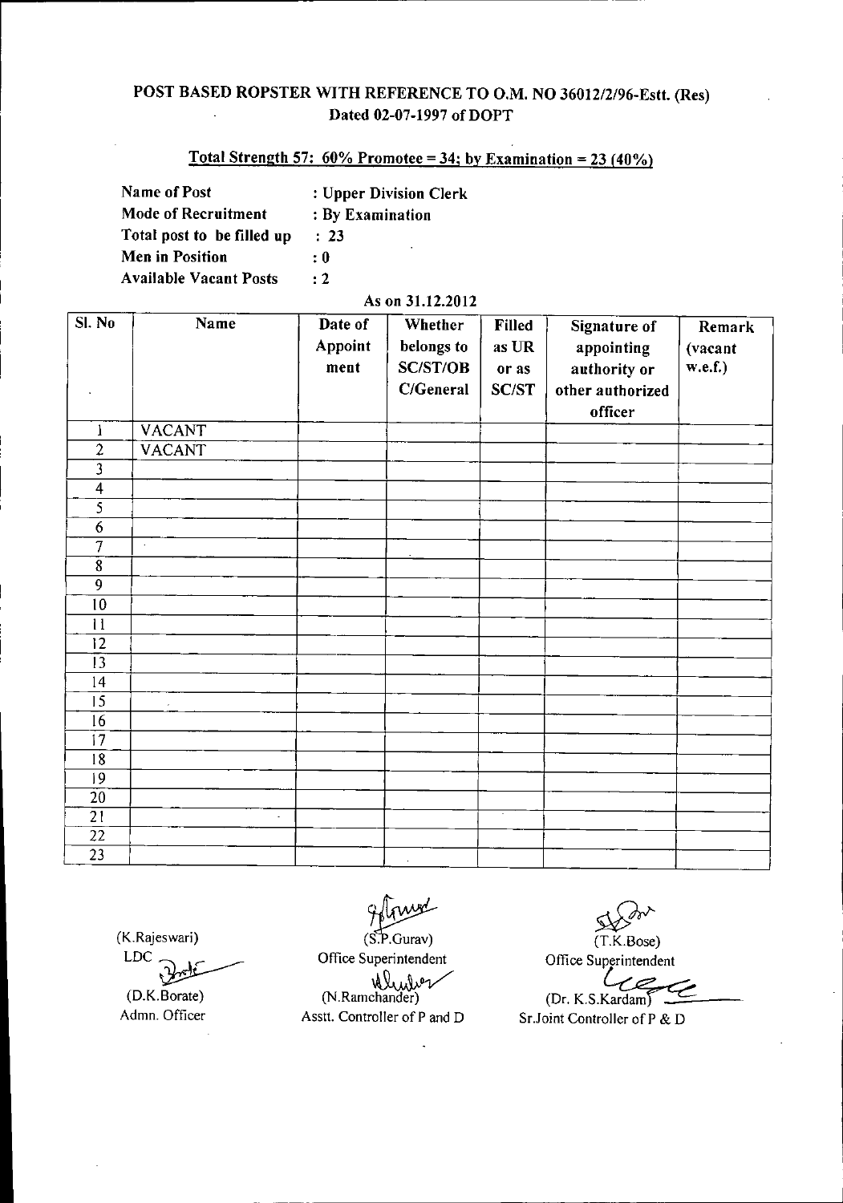## POST BASED ROPSTER WITH REFERENCE TO O.M. NO 36012/2/96-Estt. (Res) Dated 02-07-1997 of DOPT

**Total Strength 57: 60% Promotee = 34; by Examination = 23 (40%)**

Name of Post : Upper Division Clerk
Mode of Recruitment : By Examination
Total post to be filled up : 23
Men in Position : 0
Available Vacant Posts : 2

As on 31.12.2012

| Sl. No | Name | Date of Appoint ment | Whether belongs to SC/ST/OB C/General | Filled as UR or as SC/ST | Signature of appointing authority or other authorized officer | Remark (vacant w.e.f.) |
|---|---|---|---|---|---|---|
| 1 | VACANT | | | | | |
| 2 | VACANT | | | | | |
| 3 | | | | | | |
| 4 | | | | | | |
| 5 | | | | | | |
| 6 | | | | | | |
| 7 | | | | | | |
| 8 | | | | | | |
| 9 | | | | | | |
| 10 | | | | | | |
| 11 | | | | | | |
| 12 | | | | | | |
| 13 | | | | | | |
| 14 | | | | | | |
| 15 | | | | | | |
| 16 | | | | | | |
| 17 | | | | | | |
| 18 | | | | | | |
| 19 | | | | | | |
| 20 | | | | | | |
| 21 | | | | | | |
| 22 | | | | | | |
| 23 | | | | | | |

(K.Rajeswari)
LDC

(D.K.Borate)
Admn. Officer

(S.P.Gurav)
Office Superintendent

(N.Ramchander)
Asstt. Controller of P and D

(T.K.Bose)
Office Superintendent

(Dr. K.S.Kardam)
Sr.Joint Controller of P & D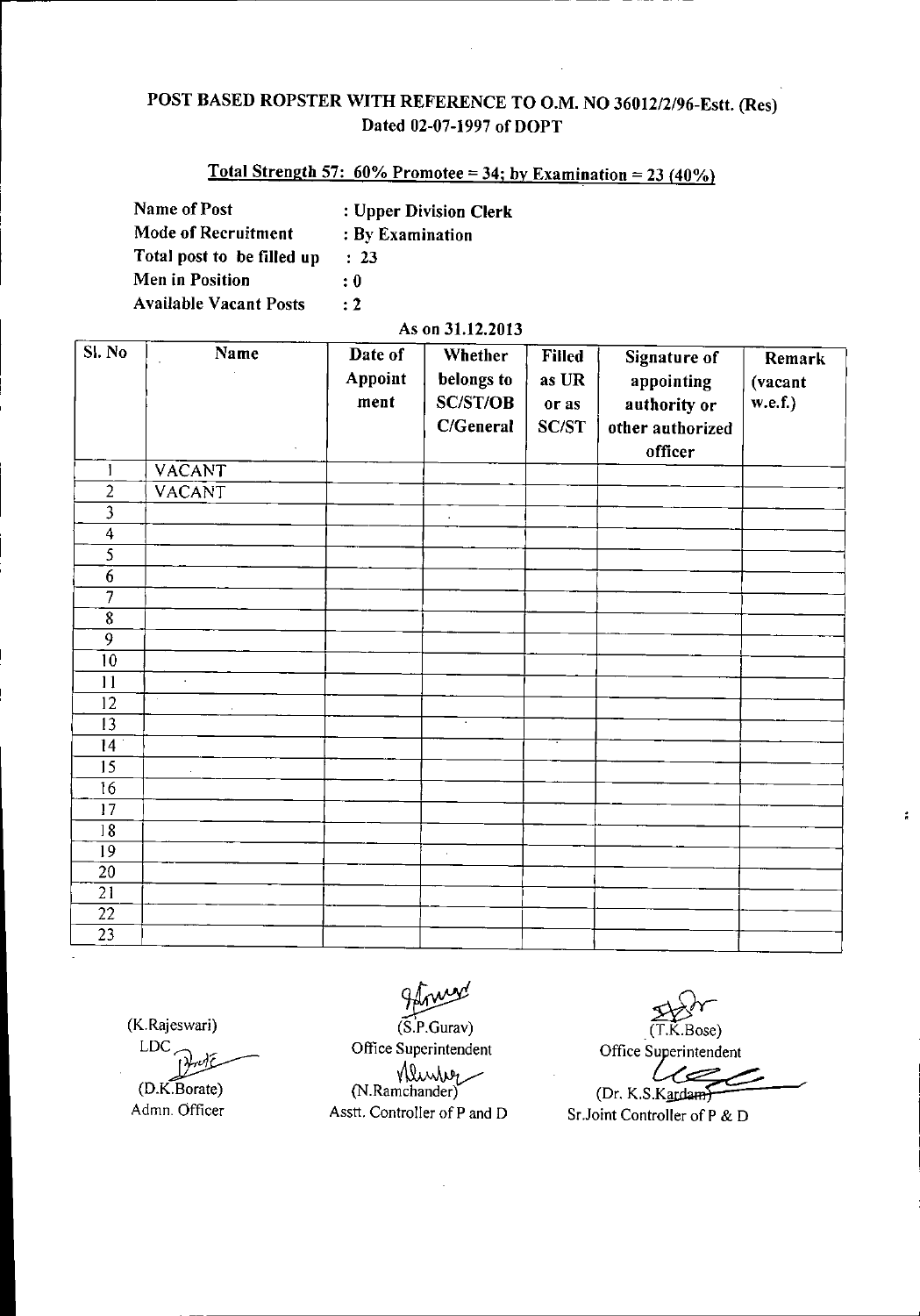# POST BASED ROPSTER WITH REFERENCE TO O.M. NO 36012/2/96-Estt. (Res) Dated 02-07-1997 of DOPT

**Total Strength 57: 60% Promotee = 34; by Examination = 23 (40%)**

| | |
|---|---|
| Name of Post | : Upper Division Clerk |
| Mode of Recruitment | : By Examination |
| Total post to be filled up | : 23 |
| Men in Position | : 0 |
| Available Vacant Posts | : 2 |

As on 31.12.2013

| Sl. No | Name | Date of Appointment | Whether belongs to SC/ST/OBC/General | Filled as UR or as SC/ST | Signature of appointing authority or other authorized officer | Remark (vacant w.e.f.) |
|---|---|---|---|---|---|---|
| 1 | VACANT | | | | | |
| 2 | VACANT | | | | | |
| 3 | | | | | | |
| 4 | | | | | | |
| 5 | | | | | | |
| 6 | | | | | | |
| 7 | | | | | | |
| 8 | | | | | | |
| 9 | | | | | | |
| 10 | | | | | | |
| 11 | | | | | | |
| 12 | | | | | | |
| 13 | | | | | | |
| 14 | | | | | | |
| 15 | | | | | | |
| 16 | | | | | | |
| 17 | | | | | | |
| 18 | | | | | | |
| 19 | | | | | | |
| 20 | | | | | | |
| 21 | | | | | | |
| 22 | | | | | | |
| 23 | | | | | | |

(K.Rajeswari)
LDC

(D.K.Borate)
Admn. Officer

(S.P.Gurav)
Office Superintendent

(N.Ramchander)
Asstt. Controller of P and D

(T.K.Bose)
Office Superintendent

(Dr. K.S.Kardam)
Sr.Joint Controller of P & D